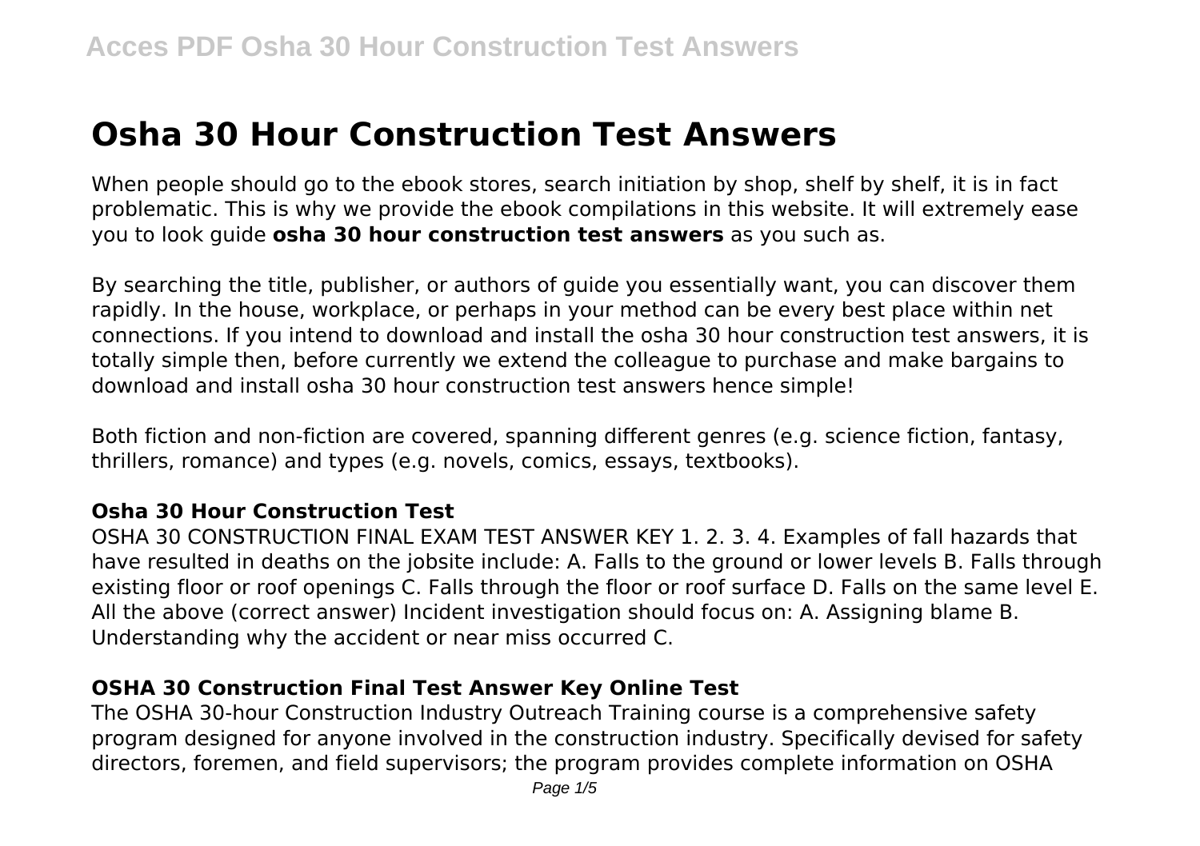# Osha 30 Hour Construction Test Answers

When people should go to the ebook stores, search initiation by shop, shelf by shelf, it is in fact problematic. This is why we provide the ebook compilations in this website. It will extremely ease you to look guide **osha 30 hour construction test answers** as you such as.

By searching the title, publisher, or authors of guide you essentially want, you can discover them rapidly. In the house, workplace, or perhaps in your method can be every best place within net connections. If you intend to download and install the osha 30 hour construction test answers, it is totally simple then, before currently we extend the colleague to purchase and make bargains to download and install osha 30 hour construction test answers hence simple!

Both fiction and non-fiction are covered, spanning different genres (e.g. science fiction, fantasy, thrillers, romance) and types (e.g. novels, comics, essays, textbooks).

## Osha 30 Hour Construction Test

OSHA 30 CONSTRUCTION FINAL EXAM TEST ANSWER KEY 1. 2. 3. 4. Examples of fall hazards that have resulted in deaths on the jobsite include: A. Falls to the ground or lower levels B. Falls through existing floor or roof openings C. Falls through the floor or roof surface D. Falls on the same level E. All the above (correct answer) Incident investigation should focus on: A. Assigning blame B. Understanding why the accident or near miss occurred C.

## OSHA 30 Construction Final Test Answer Key Online Test

The OSHA 30-hour Construction Industry Outreach Training course is a comprehensive safety program designed for anyone involved in the construction industry. Specifically devised for safety directors, foremen, and field supervisors; the program provides complete information on OSHA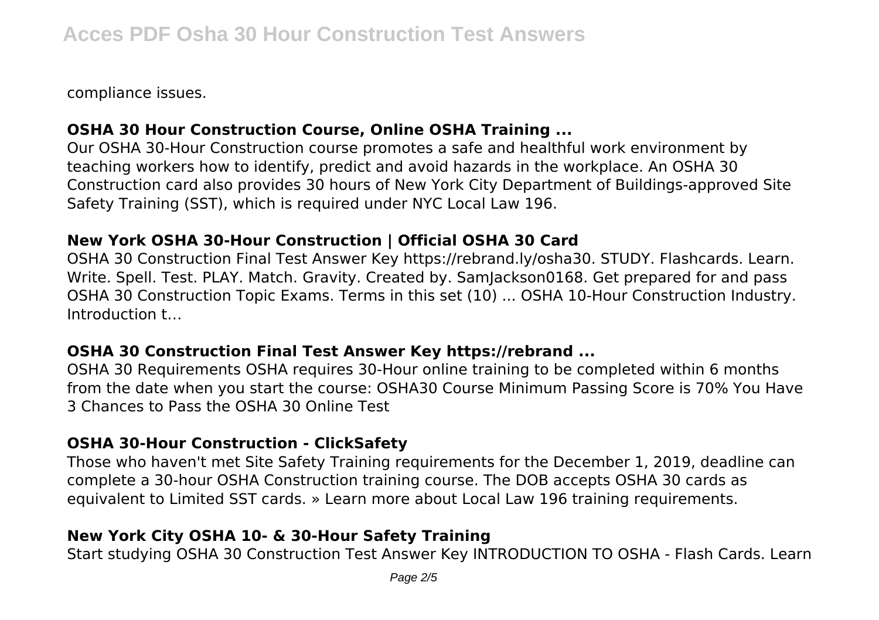compliance issues.

### **OSHA 30 Hour Construction Course, Online OSHA Training ...**

Our OSHA 30-Hour Construction course promotes a safe and healthful work environment by teaching workers how to identify, predict and avoid hazards in the workplace. An OSHA 30 Construction card also provides 30 hours of New York City Department of Buildings-approved Site Safety Training (SST), which is required under NYC Local Law 196.

### **New York OSHA 30-Hour Construction | Official OSHA 30 Card**

OSHA 30 Construction Final Test Answer Key https://rebrand.ly/osha30. STUDY. Flashcards. Learn. Write. Spell. Test. PLAY. Match. Gravity. Created by. SamJackson0168. Get prepared for and pass OSHA 30 Construction Topic Exams. Terms in this set (10) ... OSHA 10-Hour Construction Industry. Introduction t…

### **OSHA 30 Construction Final Test Answer Key https://rebrand ...**

OSHA 30 Requirements OSHA requires 30-Hour online training to be completed within 6 months from the date when you start the course: OSHA30 Course Minimum Passing Score is 70% You Have 3 Chances to Pass the OSHA 30 Online Test

### **OSHA 30-Hour Construction - ClickSafety**

Those who haven't met Site Safety Training requirements for the December 1, 2019, deadline can complete a 30-hour OSHA Construction training course. The DOB accepts OSHA 30 cards as equivalent to Limited SST cards. » Learn more about Local Law 196 training requirements.

### **New York City OSHA 10- & 30-Hour Safety Training**

Start studying OSHA 30 Construction Test Answer Key INTRODUCTION TO OSHA - Flash Cards. Learn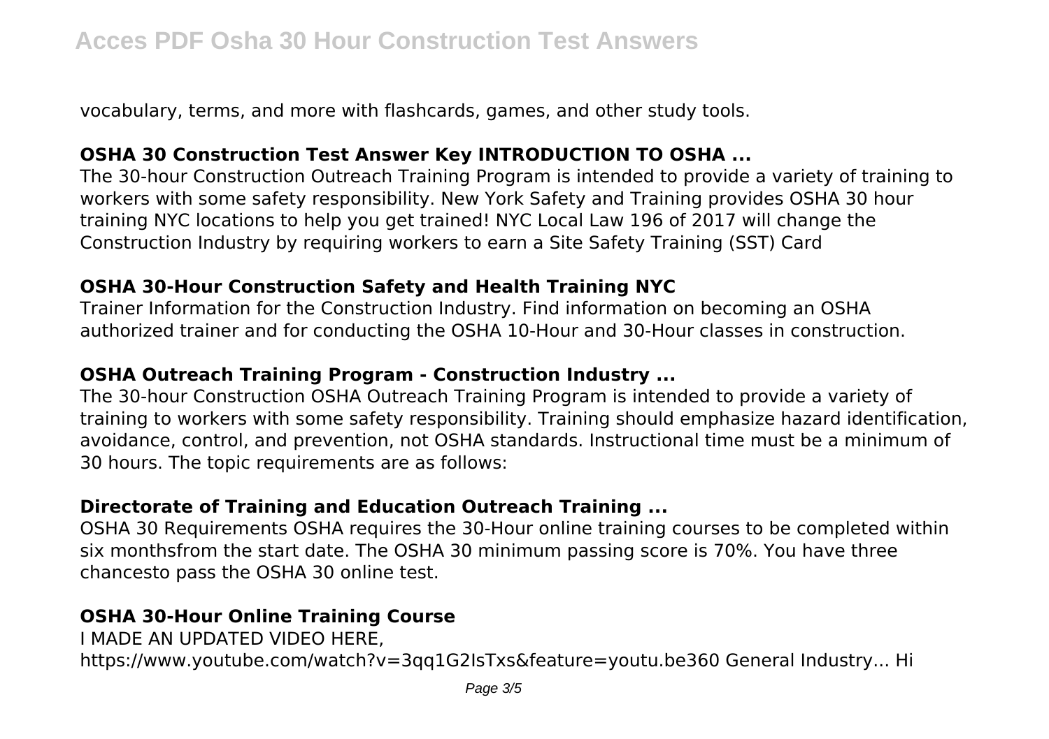vocabulary, terms, and more with flashcards, games, and other study tools.

### OSHA 30 Construction Test Answer Key INTRODUCTION TO OSHA ...

The 30-hour Construction Outreach Training Program is intended to provide a variety of training to workers with some safety responsibility. New York Safety and Training provides OSHA 30 hour training NYC locations to help you get trained! NYC Local Law 196 of 2017 will change the Construction Industry by requiring workers to earn a Site Safety Training (SST) Card

### OSHA 30-Hour Construction Safety and Health Training NYC

Trainer Information for the Construction Industry. Find information on becoming an OSHA authorized trainer and for conducting the OSHA 10-Hour and 30-Hour classes in construction.

### OSHA Outreach Training Program - Construction Industry ...

The 30-hour Construction OSHA Outreach Training Program is intended to provide a variety of training to workers with some safety responsibility. Training should emphasize hazard identification, avoidance, control, and prevention, not OSHA standards. Instructional time must be a minimum of 30 hours. The topic requirements are as follows:

### Directorate of Training and Education Outreach Training ...

OSHA 30 Requirements OSHA requires the 30-Hour online training courses to be completed within six monthsfrom the start date. The OSHA 30 minimum passing score is 70%. You have three chancesto pass the OSHA 30 online test.

### OSHA 30-Hour Online Training Course

I MADE AN UPDATED VIDEO HERE, https://www.youtube.com/watch?v=3qq1G2IsTxs&feature=youtu.be360 General Industry... Hi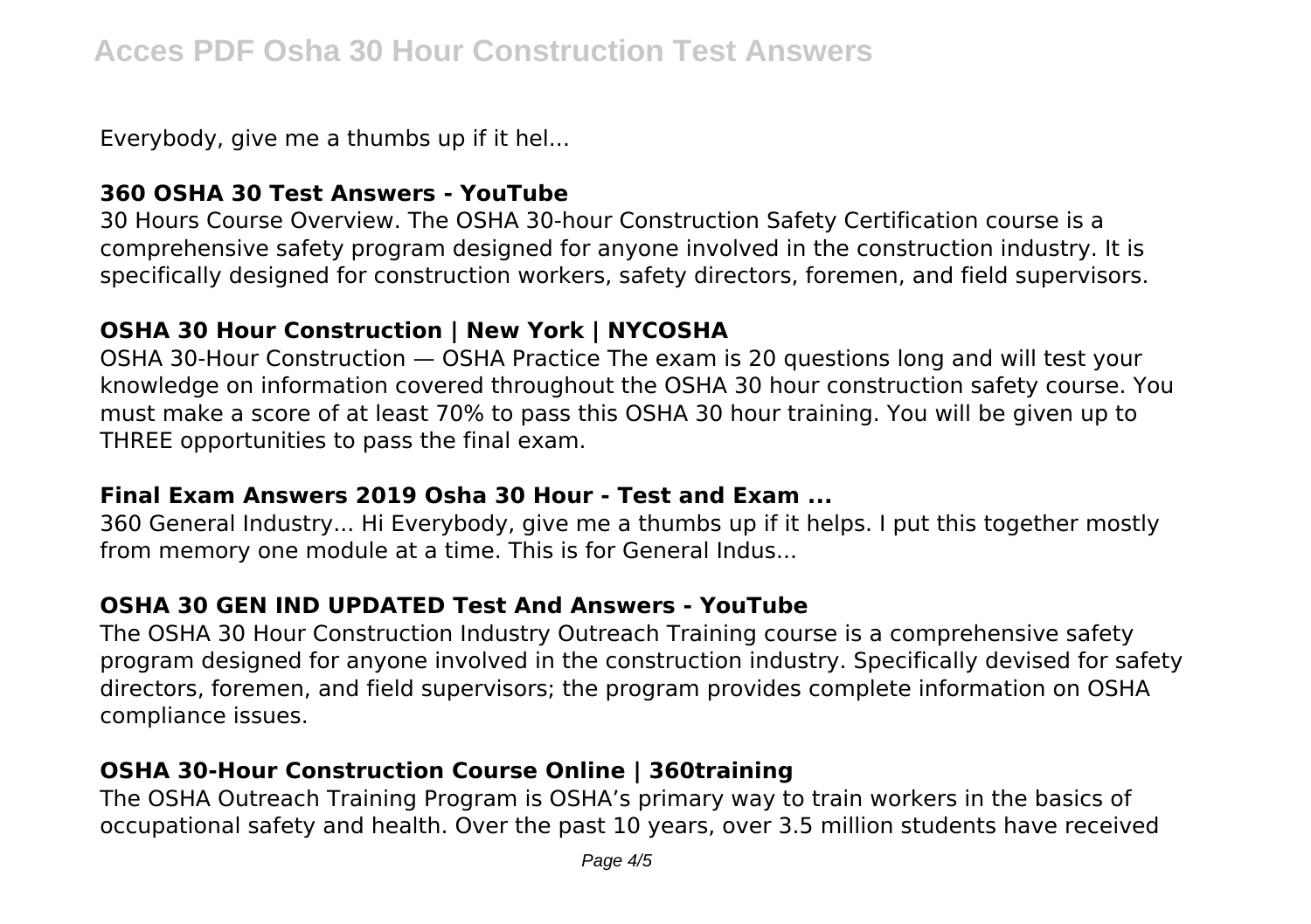Everybody, give me a thumbs up if it hel...

### 360 OSHA 30 Test Answers - YouTube

30 Hours Course Overview. The OSHA 30-hour Construction Safety Certification course is a comprehensive safety program designed for anyone involved in the construction industry. It is specifically designed for construction workers, safety directors, foremen, and field supervisors.

### OSHA 30 Hour Construction | New York | NYCOSHA

OSHA 30-Hour Construction — OSHA Practice The exam is 20 questions long and will test your knowledge on information covered throughout the OSHA 30 hour construction safety course. You must make a score of at least 70% to pass this OSHA 30 hour training. You will be given up to THREE opportunities to pass the final exam.

### Final Exam Answers 2019 Osha 30 Hour - Test and Exam ...

360 General Industry... Hi Everybody, give me a thumbs up if it helps. I put this together mostly from memory one module at a time. This is for General Indus...

### OSHA 30 GEN IND UPDATED Test And Answers - YouTube

The OSHA 30 Hour Construction Industry Outreach Training course is a comprehensive safety program designed for anyone involved in the construction industry. Specifically devised for safety directors, foremen, and field supervisors; the program provides complete information on OSHA compliance issues.

### OSHA 30-Hour Construction Course Online | 360training

The OSHA Outreach Training Program is OSHA's primary way to train workers in the basics of occupational safety and health. Over the past 10 years, over 3.5 million students have received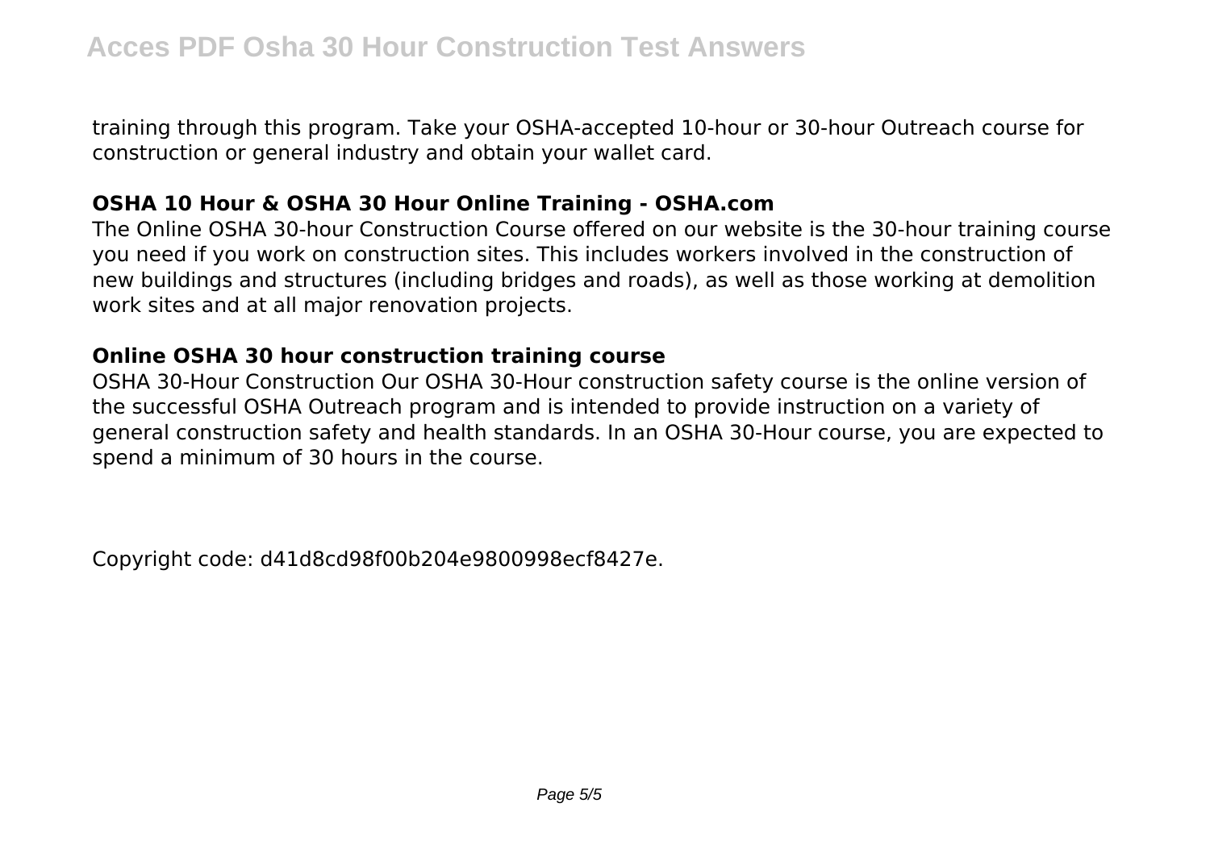training through this program. Take your OSHA-accepted 10-hour or 30-hour Outreach course for construction or general industry and obtain your wallet card.

### OSHA 10 Hour & OSHA 30 Hour Online Training - OSHA.com

The Online OSHA 30-hour Construction Course offered on our website is the 30-hour training course you need if you work on construction sites. This includes workers involved in the construction of new buildings and structures (including bridges and roads), as well as those working at demolition work sites and at all major renovation projects.

### Online OSHA 30 hour construction training course

OSHA 30-Hour Construction Our OSHA 30-Hour construction safety course is the online version of the successful OSHA Outreach program and is intended to provide instruction on a variety of general construction safety and health standards. In an OSHA 30-Hour course, you are expected to spend a minimum of 30 hours in the course.

Copyright code: d41d8cd98f00b204e9800998ecf8427e.